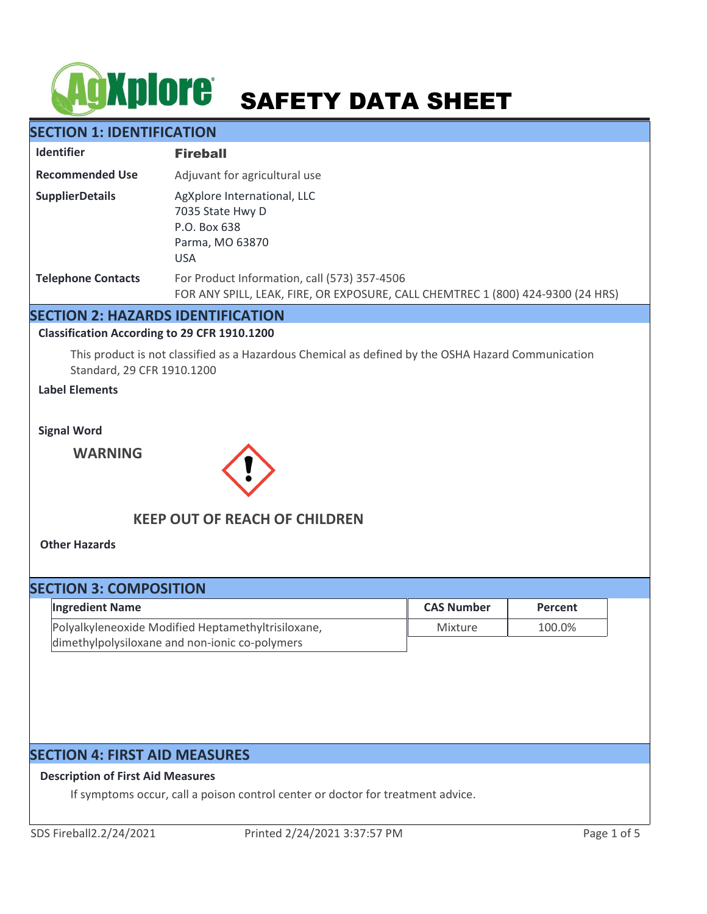# SAFETY DATA SHEET

## SECTION 1: IDENTIFICATION

| | |
|---|---|
| **Identifier** | **Fireball** |
| **Recommended Use** | Adjuvant for agricultural use |
| **SupplierDetails** | AgXplore International, LLC<br>7035 State Hwy D<br>P.O. Box 638<br>Parma, MO 63870<br>USA |
| **Telephone Contacts** | For Product Information, call (573) 357-4506<br>FOR ANY SPILL, LEAK, FIRE, OR EXPOSURE, CALL CHEMTREC 1 (800) 424-9300 (24 HRS) |

## SECTION 2: HAZARDS IDENTIFICATION

### Classification According to 29 CFR 1910.1200

This product is not classified as a Hazardous Chemical as defined by the OSHA Hazard Communication Standard, 29 CFR 1910.1200

### Label Elements

### Signal Word

**WARNING**

**KEEP OUT OF REACH OF CHILDREN**

### Other Hazards

## SECTION 3: COMPOSITION

| Ingredient Name | CAS Number | Percent |
|---|---|---|
| Polyalkyleneoxide Modified Heptamethyltrisiloxane, dimethylpolysiloxane and non-ionic co-polymers | Mixture | 100.0% |

## SECTION 4: FIRST AID MEASURES

### Description of First Aid Measures

If symptoms occur, call a poison control center or doctor for treatment advice.

SDS Fireball2.2/24/2021 Printed 2/24/2021 3:37:57 PM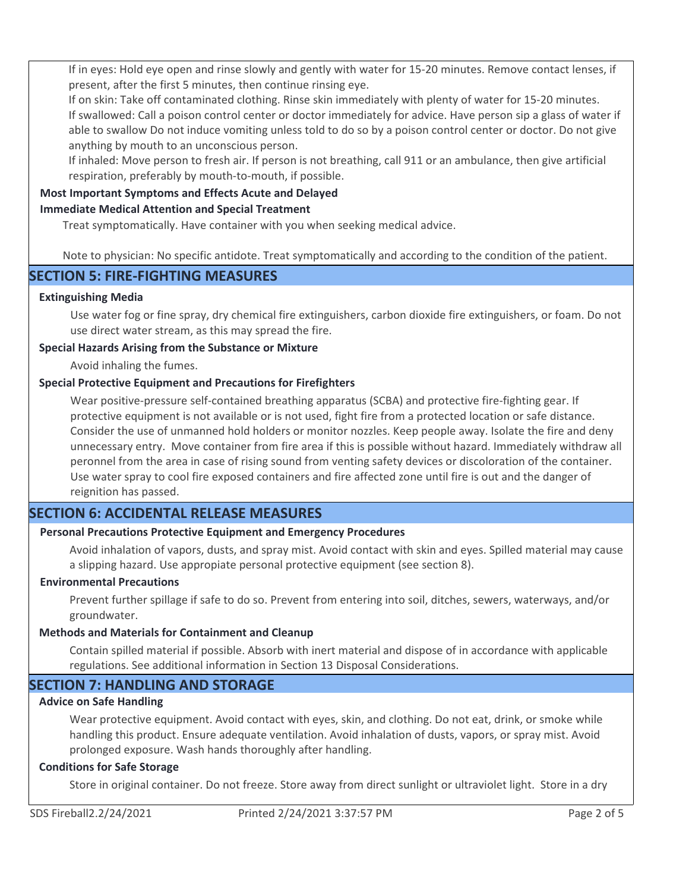If in eyes: Hold eye open and rinse slowly and gently with water for 15-20 minutes. Remove contact lenses, if present, after the first 5 minutes, then continue rinsing eye.

If on skin: Take off contaminated clothing. Rinse skin immediately with plenty of water for 15-20 minutes.

If swallowed: Call a poison control center or doctor immediately for advice. Have person sip a glass of water if able to swallow Do not induce vomiting unless told to do so by a poison control center or doctor. Do not give anything by mouth to an unconscious person.

If inhaled: Move person to fresh air. If person is not breathing, call 911 or an ambulance, then give artificial respiration, preferably by mouth-to-mouth, if possible.

**Most Important Symptoms and Effects Acute and Delayed**

**Immediate Medical Attention and Special Treatment**

Treat symptomatically. Have container with you when seeking medical advice.

Note to physician: No specific antidote. Treat symptomatically and according to the condition of the patient.

## SECTION 5: FIRE-FIGHTING MEASURES

**Extinguishing Media**

Use water fog or fine spray, dry chemical fire extinguishers, carbon dioxide fire extinguishers, or foam. Do not use direct water stream, as this may spread the fire.

**Special Hazards Arising from the Substance or Mixture**

Avoid inhaling the fumes.

**Special Protective Equipment and Precautions for Firefighters**

Wear positive-pressure self-contained breathing apparatus (SCBA) and protective fire-fighting gear. If protective equipment is not available or is not used, fight fire from a protected location or safe distance. Consider the use of unmanned hold holders or monitor nozzles. Keep people away. Isolate the fire and deny unnecessary entry. Move container from fire area if this is possible without hazard. Immediately withdraw all peronnel from the area in case of rising sound from venting safety devices or discoloration of the container. Use water spray to cool fire exposed containers and fire affected zone until fire is out and the danger of reignition has passed.

## SECTION 6: ACCIDENTAL RELEASE MEASURES

**Personal Precautions Protective Equipment and Emergency Procedures**

Avoid inhalation of vapors, dusts, and spray mist. Avoid contact with skin and eyes. Spilled material may cause a slipping hazard. Use appopriate personal protective equipment (see section 8).

**Environmental Precautions**

Prevent further spillage if safe to do so. Prevent from entering into soil, ditches, sewers, waterways, and/or groundwater.

**Methods and Materials for Containment and Cleanup**

Contain spilled material if possible. Absorb with inert material and dispose of in accordance with applicable regulations. See additional information in Section 13 Disposal Considerations.

## SECTION 7: HANDLING AND STORAGE

**Advice on Safe Handling**

Wear protective equipment. Avoid contact with eyes, skin, and clothing. Do not eat, drink, or smoke while handling this product. Ensure adequate ventilation. Avoid inhalation of dusts, vapors, or spray mist. Avoid prolonged exposure. Wash hands thoroughly after handling.

**Conditions for Safe Storage**

Store in original container. Do not freeze. Store away from direct sunlight or ultraviolet light. Store in a dry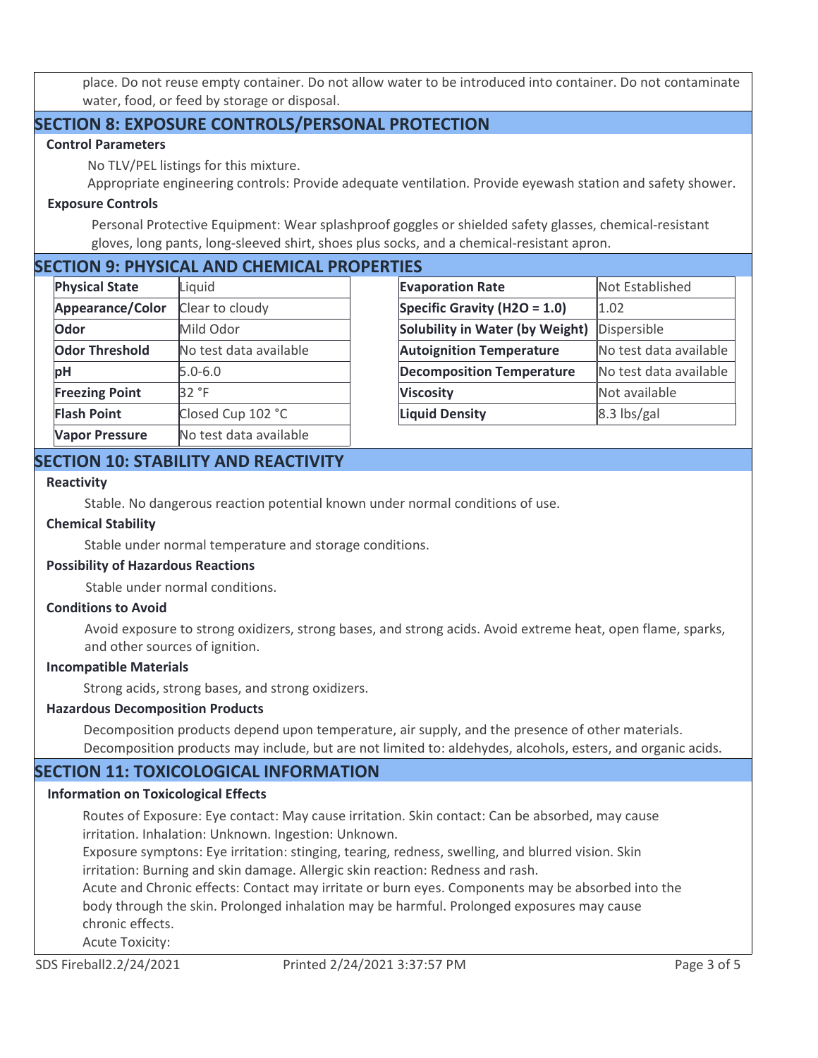place. Do not reuse empty container. Do not allow water to be introduced into container. Do not contaminate water, food, or feed by storage or disposal.

## SECTION 8: EXPOSURE CONTROLS/PERSONAL PROTECTION

### Control Parameters

No TLV/PEL listings for this mixture.

Appropriate engineering controls: Provide adequate ventilation. Provide eyewash station and safety shower.

### Exposure Controls

Personal Protective Equipment: Wear splashproof goggles or shielded safety glasses, chemical-resistant gloves, long pants, long-sleeved shirt, shoes plus socks, and a chemical-resistant apron.

## SECTION 9: PHYSICAL AND CHEMICAL PROPERTIES

| **Physical State** | Liquid |
|---|---|
| **Appearance/Color** | Clear to cloudy |
| **Odor** | Mild Odor |
| **Odor Threshold** | No test data available |
| **pH** | 5.0-6.0 |
| **Freezing Point** | 32 °F |
| **Flash Point** | Closed Cup 102 °C |
| **Vapor Pressure** | No test data available |

| **Evaporation Rate** | Not Established |
|---|---|
| **Specific Gravity (H2O = 1.0)** | 1.02 |
| **Solubility in Water (by Weight)** | Dispersible |
| **Autoignition Temperature** | No test data available |
| **Decomposition Temperature** | No test data available |
| **Viscosity** | Not available |
| **Liquid Density** | 8.3 lbs/gal |

## SECTION 10: STABILITY AND REACTIVITY

### Reactivity

Stable. No dangerous reaction potential known under normal conditions of use.

### Chemical Stability

Stable under normal temperature and storage conditions.

### Possibility of Hazardous Reactions

Stable under normal conditions.

### Conditions to Avoid

Avoid exposure to strong oxidizers, strong bases, and strong acids. Avoid extreme heat, open flame, sparks, and other sources of ignition.

### Incompatible Materials

Strong acids, strong bases, and strong oxidizers.

### Hazardous Decomposition Products

Decomposition products depend upon temperature, air supply, and the presence of other materials. Decomposition products may include, but are not limited to: aldehydes, alcohols, esters, and organic acids.

## SECTION 11: TOXICOLOGICAL INFORMATION

### Information on Toxicological Effects

Routes of Exposure: Eye contact: May cause irritation. Skin contact: Can be absorbed, may cause irritation. Inhalation: Unknown. Ingestion: Unknown.

Exposure symptons: Eye irritation: stinging, tearing, redness, swelling, and blurred vision. Skin irritation: Burning and skin damage. Allergic skin reaction: Redness and rash.

Acute and Chronic effects: Contact may irritate or burn eyes. Components may be absorbed into the body through the skin. Prolonged inhalation may be harmful. Prolonged exposures may cause chronic effects.

Acute Toxicity: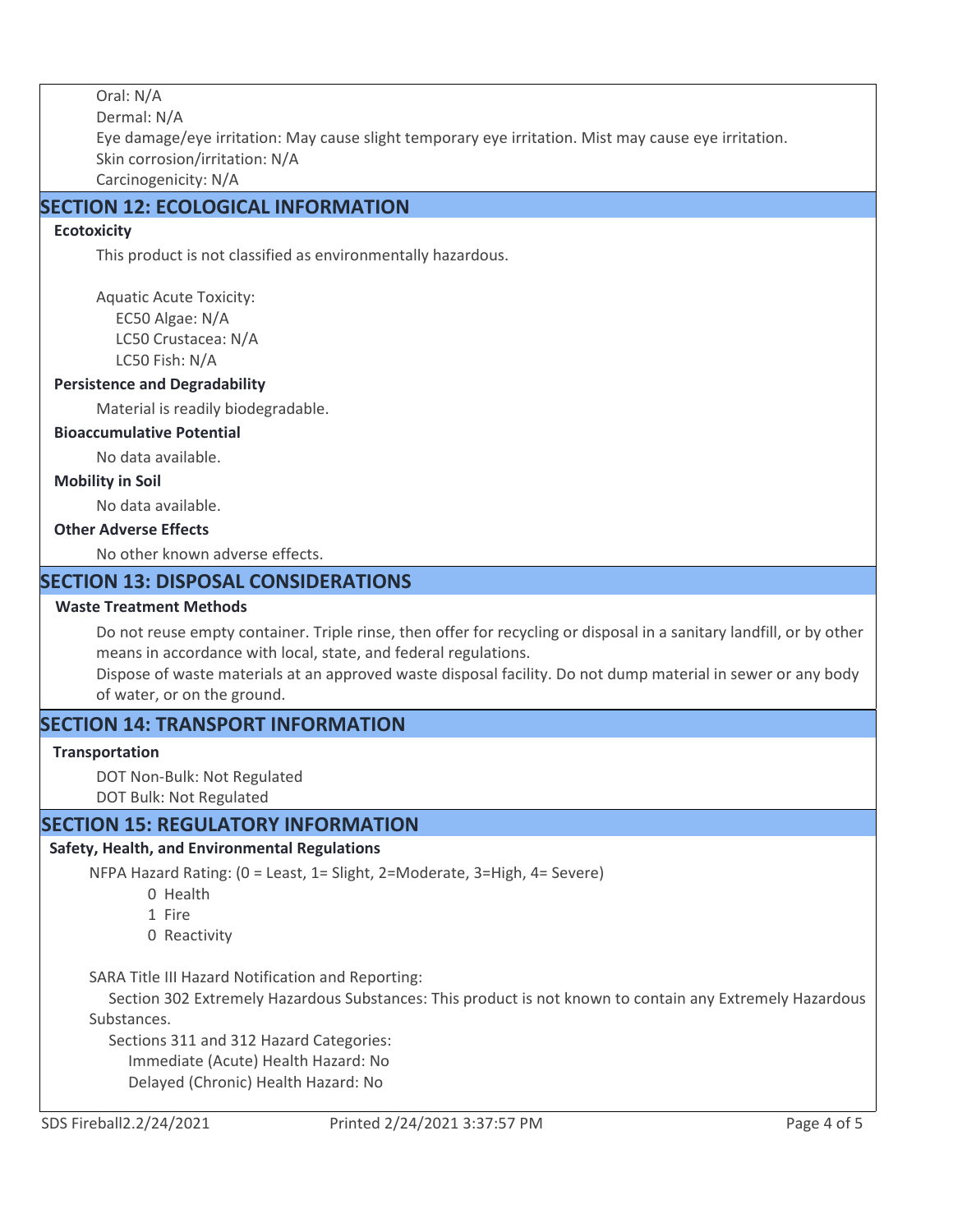Oral: N/A
Dermal: N/A
Eye damage/eye irritation: May cause slight temporary eye irritation. Mist may cause eye irritation.
Skin corrosion/irritation: N/A
Carcinogenicity: N/A

## SECTION 12: ECOLOGICAL INFORMATION

**Ecotoxicity**

This product is not classified as environmentally hazardous.

Aquatic Acute Toxicity:
EC50 Algae: N/A
LC50 Crustacea: N/A
LC50 Fish: N/A

**Persistence and Degradability**

Material is readily biodegradable.

**Bioaccumulative Potential**

No data available.

**Mobility in Soil**

No data available.

**Other Adverse Effects**

No other known adverse effects.

## SECTION 13: DISPOSAL CONSIDERATIONS

**Waste Treatment Methods**

Do not reuse empty container. Triple rinse, then offer for recycling or disposal in a sanitary landfill, or by other means in accordance with local, state, and federal regulations.
Dispose of waste materials at an approved waste disposal facility. Do not dump material in sewer or any body of water, or on the ground.

## SECTION 14: TRANSPORT INFORMATION

**Transportation**

DOT Non-Bulk: Not Regulated
DOT Bulk: Not Regulated

## SECTION 15: REGULATORY INFORMATION

**Safety, Health, and Environmental Regulations**

NFPA Hazard Rating: (0 = Least, 1= Slight, 2=Moderate, 3=High, 4= Severe)
0 Health
1 Fire
0 Reactivity

SARA Title III Hazard Notification and Reporting:
Section 302 Extremely Hazardous Substances: This product is not known to contain any Extremely Hazardous Substances.
Sections 311 and 312 Hazard Categories:
Immediate (Acute) Health Hazard: No
Delayed (Chronic) Health Hazard: No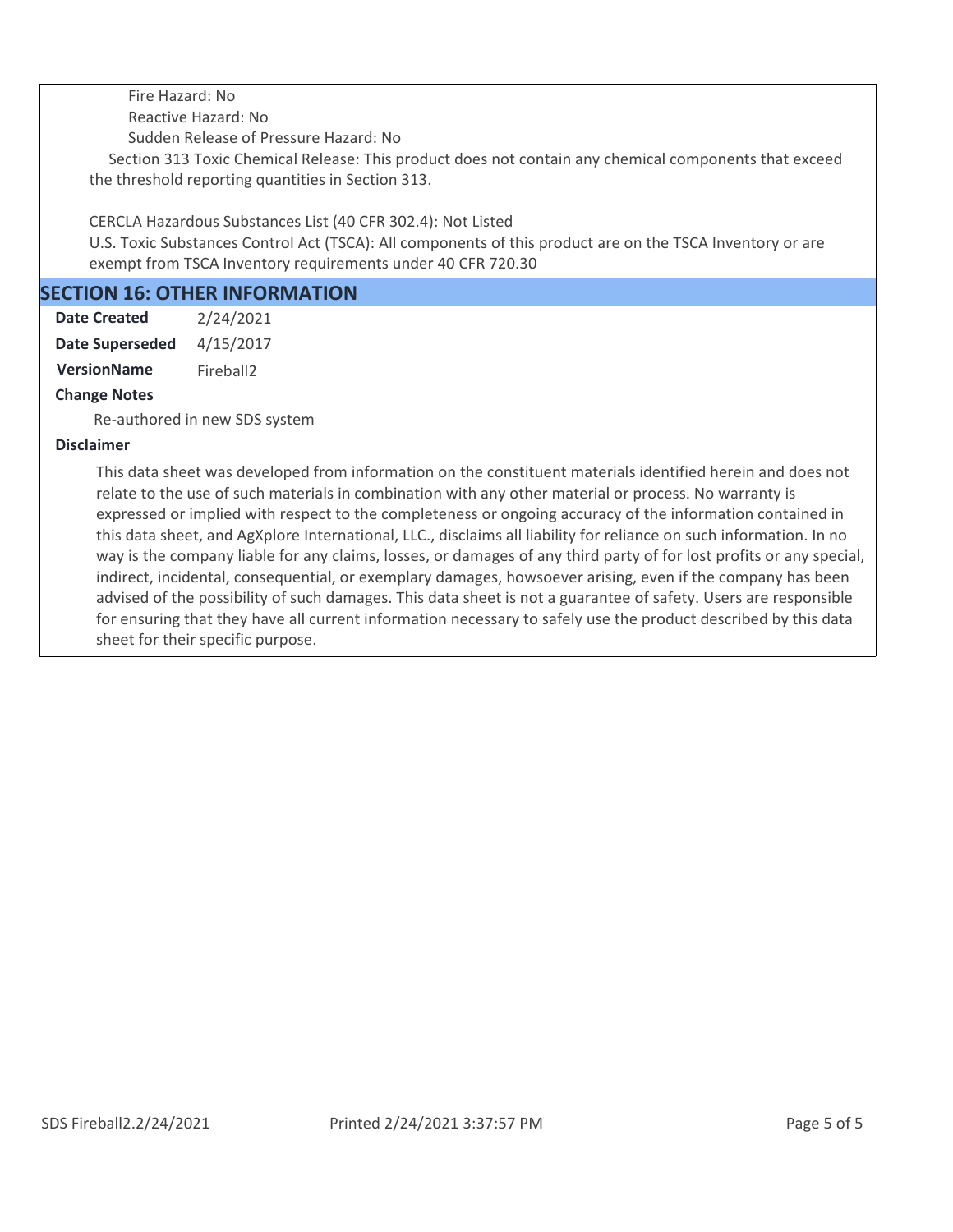Fire Hazard: No

Reactive Hazard: No

Sudden Release of Pressure Hazard: No

Section 313 Toxic Chemical Release: This product does not contain any chemical components that exceed the threshold reporting quantities in Section 313.

CERCLA Hazardous Substances List (40 CFR 302.4): Not Listed

U.S. Toxic Substances Control Act (TSCA): All components of this product are on the TSCA Inventory or are exempt from TSCA Inventory requirements under 40 CFR 720.30

## SECTION 16: OTHER INFORMATION

| | |
|---|---|
| **Date Created** | 2/24/2021 |
| **Date Superseded** | 4/15/2017 |
| **VersionName** | Fireball2 |

**Change Notes**

Re-authored in new SDS system

**Disclaimer**

This data sheet was developed from information on the constituent materials identified herein and does not relate to the use of such materials in combination with any other material or process. No warranty is expressed or implied with respect to the completeness or ongoing accuracy of the information contained in this data sheet, and AgXplore International, LLC., disclaims all liability for reliance on such information. In no way is the company liable for any claims, losses, or damages of any third party of for lost profits or any special, indirect, incidental, consequential, or exemplary damages, howsoever arising, even if the company has been advised of the possibility of such damages. This data sheet is not a guarantee of safety. Users are responsible for ensuring that they have all current information necessary to safely use the product described by this data sheet for their specific purpose.